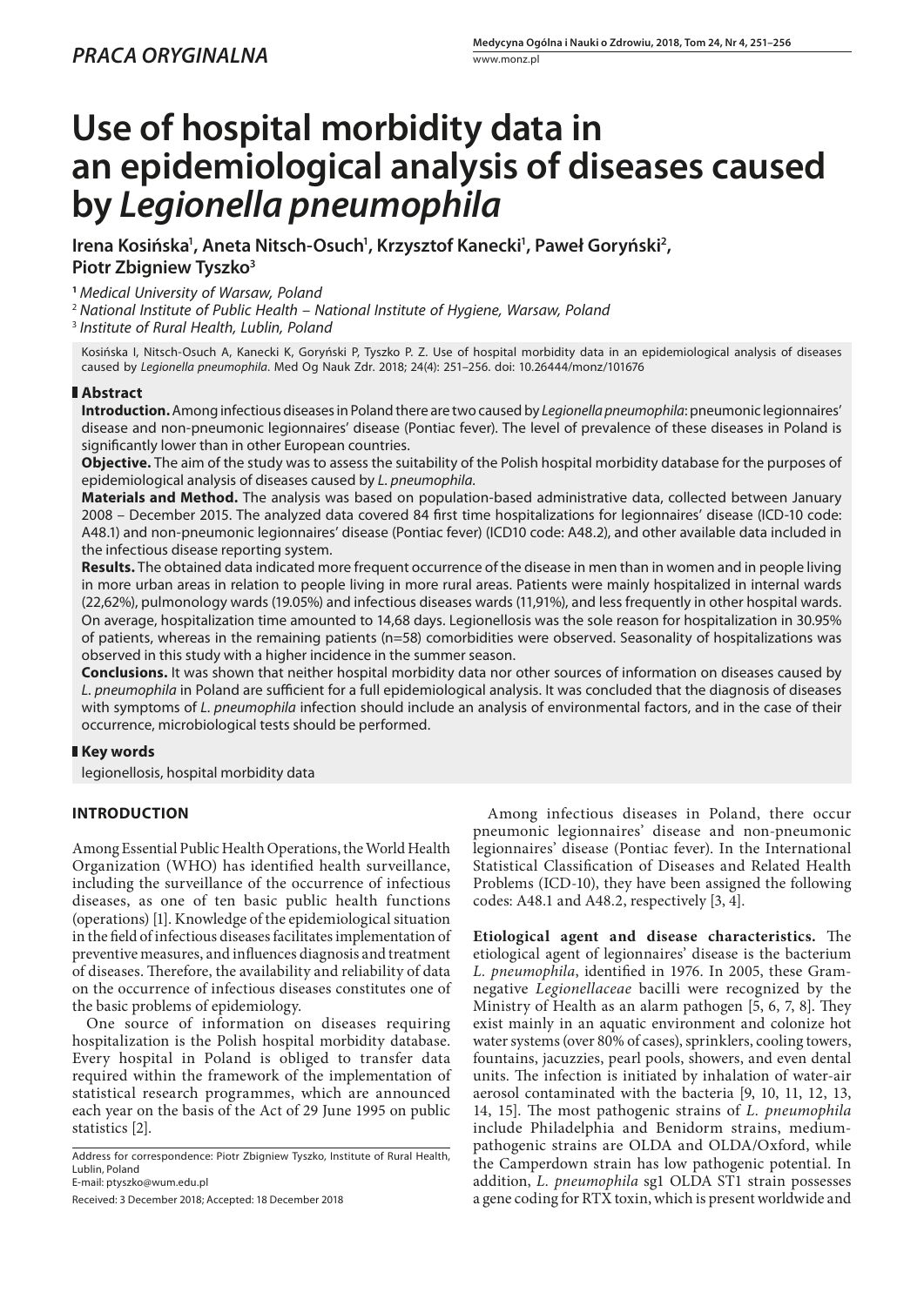*PRACA ORYGINALNA*

# Use of hospital morbidity data in an epidemiological analysis of diseases caused by *Legionella pneumophila*

**Irena Kosińska[1], Aneta Nitsch-Osuch[1], Krzysztof Kanecki[1], Paweł Goryński[2], Piotr Zbigniew Tyszko[3]**

[1] *Medical University of Warsaw, Poland*
[2] *National Institute of Public Health – National Institute of Hygiene, Warsaw, Poland*
[3] *Institute of Rural Health, Lublin, Poland*

Kosińska I, Nitsch-Osuch A, Kanecki K, Goryński P, Tyszko P. Z. Use of hospital morbidity data in an epidemiological analysis of diseases caused by *Legionella pneumophila*. Med Og Nauk Zdr. 2018; 24(4): 251–256. doi: 10.26444/monz/101676

## Abstract

**Introduction.** Among infectious diseases in Poland there are two caused by *Legionella pneumophila*: pneumonic legionnaires' disease and non-pneumonic legionnaires' disease (Pontiac fever). The level of prevalence of these diseases in Poland is significantly lower than in other European countries.

**Objective.** The aim of the study was to assess the suitability of the Polish hospital morbidity database for the purposes of epidemiological analysis of diseases caused by *L. pneumophila*.

**Materials and Method.** The analysis was based on population-based administrative data, collected between January 2008 – December 2015. The analyzed data covered 84 first time hospitalizations for legionnaires' disease (ICD-10 code: A48.1) and non-pneumonic legionnaires' disease (Pontiac fever) (ICD10 code: A48.2), and other available data included in the infectious disease reporting system.

**Results.** The obtained data indicated more frequent occurrence of the disease in men than in women and in people living in more urban areas in relation to people living in more rural areas. Patients were mainly hospitalized in internal wards (22,62%), pulmonology wards (19.05%) and infectious diseases wards (11,91%), and less frequently in other hospital wards. On average, hospitalization time amounted to 14,68 days. Legionellosis was the sole reason for hospitalization in 30.95% of patients, whereas in the remaining patients (n=58) comorbidities were observed. Seasonality of hospitalizations was observed in this study with a higher incidence in the summer season.

**Conclusions.** It was shown that neither hospital morbidity data nor other sources of information on diseases caused by *L. pneumophila* in Poland are sufficient for a full epidemiological analysis. It was concluded that the diagnosis of diseases with symptoms of *L. pneumophila* infection should include an analysis of environmental factors, and in the case of their occurrence, microbiological tests should be performed.

## Key words

legionellosis, hospital morbidity data

## INTRODUCTION

Among Essential Public Health Operations, the World Health Organization (WHO) has identified health surveillance, including the surveillance of the occurrence of infectious diseases, as one of ten basic public health functions (operations) [1]. Knowledge of the epidemiological situation in the field of infectious diseases facilitates implementation of preventive measures, and influences diagnosis and treatment of diseases. Therefore, the availability and reliability of data on the occurrence of infectious diseases constitutes one of the basic problems of epidemiology.

One source of information on diseases requiring hospitalization is the Polish hospital morbidity database. Every hospital in Poland is obliged to transfer data required within the framework of the implementation of statistical research programmes, which are announced each year on the basis of the Act of 29 June 1995 on public statistics [2].

Address for correspondence: Piotr Zbigniew Tyszko, Institute of Rural Health, Lublin, Poland
E-mail: ptyszko@wum.edu.pl

Received: 3 December 2018; Accepted: 18 December 2018

Among infectious diseases in Poland, there occur pneumonic legionnaires' disease and non-pneumonic legionnaires' disease (Pontiac fever). In the International Statistical Classification of Diseases and Related Health Problems (ICD-10), they have been assigned the following codes: A48.1 and A48.2, respectively [3, 4].

**Etiological agent and disease characteristics.** The etiological agent of legionnaires' disease is the bacterium *L. pneumophila*, identified in 1976. In 2005, these Gram-negative *Legionellaceae* bacilli were recognized by the Ministry of Health as an alarm pathogen [5, 6, 7, 8]. They exist mainly in an aquatic environment and colonize hot water systems (over 80% of cases), sprinklers, cooling towers, fountains, jacuzzies, pearl pools, showers, and even dental units. The infection is initiated by inhalation of water-air aerosol contaminated with the bacteria [9, 10, 11, 12, 13, 14, 15]. The most pathogenic strains of *L. pneumophila* include Philadelphia and Benidorm strains, medium-pathogenic strains are OLDA and OLDA/Oxford, while the Camperdown strain has low pathogenic potential. In addition, *L. pneumophila* sg1 OLDA ST1 strain possesses a gene coding for RTX toxin, which is present worldwide and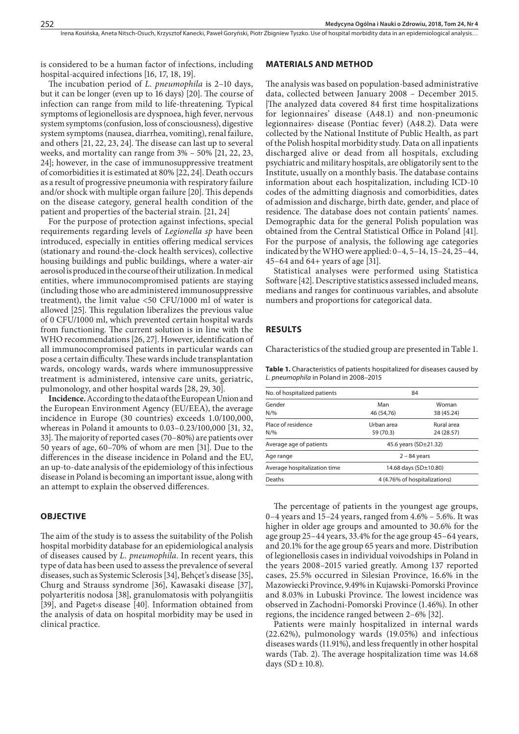is considered to be a human factor of infections, including hospital-acquired infections [16, 17, 18, 19].

The incubation period of *L. pneumophila* is 2–10 days, but it can be longer (even up to 16 days) [20]. The course of infection can range from mild to life-threatening. Typical symptoms of legionellosis are dyspnoea, high fever, nervous system symptoms (confusion, loss of consciousness), digestive system symptoms (nausea, diarrhea, vomiting), renal failure, and others [21, 22, 23, 24]. The disease can last up to several weeks, and mortality can range from 3% – 50% [21, 22, 23, 24]; however, in the case of immunosuppressive treatment of comorbidities it is estimated at 80% [22, 24]. Death occurs as a result of progressive pneumonia with respiratory failure and/or shock with multiple organ failure [20]. This depends on the disease category, general health condition of the patient and properties of the bacterial strain. [21, 24]

For the purpose of protection against infections, special requirements regarding levels of *Legionella sp* have been introduced, especially in entities offering medical services (stationary and round-the-clock health services), collective housing buildings and public buildings, where a water-air aerosol is produced in the course of their utilization. In medical entities, where immunocompromised patients are staying (including those who are administered immunosuppressive treatment), the limit value <50 CFU/1000 ml of water is allowed [25]. This regulation liberalizes the previous value of 0 CFU/1000 ml, which prevented certain hospital wards from functioning. The current solution is in line with the WHO recommendations [26, 27]. However, identification of all immunocompromised patients in particular wards can pose a certain difficulty. These wards include transplantation wards, oncology wards, wards where immunosuppressive treatment is administered, intensive care units, geriatric, pulmonology, and other hospital wards [28, 29, 30].

**Incidence.** According to the data of the European Union and the European Environment Agency (EU/EEA), the average incidence in Europe (30 countries) exceeds 1.0/100,000, whereas in Poland it amounts to 0.03–0.23/100,000 [31, 32, 33]. The majority of reported cases (70–80%) are patients over 50 years of age, 60–70% of whom are men [31]. Due to the differences in the disease incidence in Poland and the EU, an up-to-date analysis of the epidemiology of this infectious disease in Poland is becoming an important issue, along with an attempt to explain the observed differences.

## OBJECTIVE

The aim of the study is to assess the suitability of the Polish hospital morbidity database for an epidemiological analysis of diseases caused by *L. pneumophila*. In recent years, this type of data has been used to assess the prevalence of several diseases, such as Systemic Sclerosis [34], Behçet's disease [35], Churg and Strauss syndrome [36], Kawasaki disease [37], polyarteritis nodosa [38], granulomatosis with polyangiitis [39], and Paget›s disease [40]. Information obtained from the analysis of data on hospital morbidity may be used in clinical practice.

## MATERIALS AND METHOD

The analysis was based on population-based administrative data, collected between January 2008 – December 2015. |The analyzed data covered 84 first time hospitalizations for legionnaires' disease (A48.1) and non-pneumonic legionnaires› disease (Pontiac fever) (A48.2). Data were collected by the National Institute of Public Health, as part of the Polish hospital morbidity study. Data on all inpatients discharged alive or dead from all hospitals, excluding psychiatric and military hospitals, are obligatorily sent to the Institute, usually on a monthly basis. The database contains information about each hospitalization, including ICD-10 codes of the admitting diagnosis and comorbidities, dates of admission and discharge, birth date, gender, and place of residence. The database does not contain patients' names. Demographic data for the general Polish population was obtained from the Central Statistical Office in Poland [41]. For the purpose of analysis, the following age categories indicated by the WHO were applied: 0–4, 5–14, 15–24, 25–44, 45–64 and 64+ years of age [31].

Statistical analyses were performed using Statistica Software [42]. Descriptive statistics assessed included means, medians and ranges for continuous variables, and absolute numbers and proportions for categorical data.

## RESULTS

Characteristics of the studied group are presented in Table 1.

**Table 1.** Characteristics of patients hospitalized for diseases caused by *L. pneumophila* in Poland in 2008–2015

| No. of hospitalized patients | 84 | |
|---|---|---|
| Gender<br>N/% | Man<br>46 (54,76) | Woman<br>38 (45.24) |
| Place of residence<br>N/% | Urban area<br>59 (70.3) | Rural area<br>24 (28.57) |
| Average age of patients | 45.6 years (SD±21.32) | |
| Age range | 2 – 84 years | |
| Average hospitalization time | 14.68 days (SD±10.80) | |
| Deaths | 4 (4.76% of hospitalizations) | |

The percentage of patients in the youngest age groups, 0–4 years and 15–24 years, ranged from 4.6% – 5.6%. It was higher in older age groups and amounted to 30.6% for the age group 25–44 years, 33.4% for the age group 45–64 years, and 20.1% for the age group 65 years and more. Distribution of legionellosis cases in individual voivodships in Poland in the years 2008–2015 varied greatly. Among 137 reported cases, 25.5% occurred in Silesian Province, 16.6% in the Mazowiecki Province, 9.49% in Kujawski-Pomorski Province and 8.03% in Lubuski Province. The lowest incidence was observed in Zachodni-Pomorski Province (1.46%). In other regions, the incidence ranged between 2–6% [32].

Patients were mainly hospitalized in internal wards (22.62%), pulmonology wards (19.05%) and infectious diseases wards (11.91%), and less frequently in other hospital wards (Tab. 2). The average hospitalization time was 14.68 days (SD ± 10.8).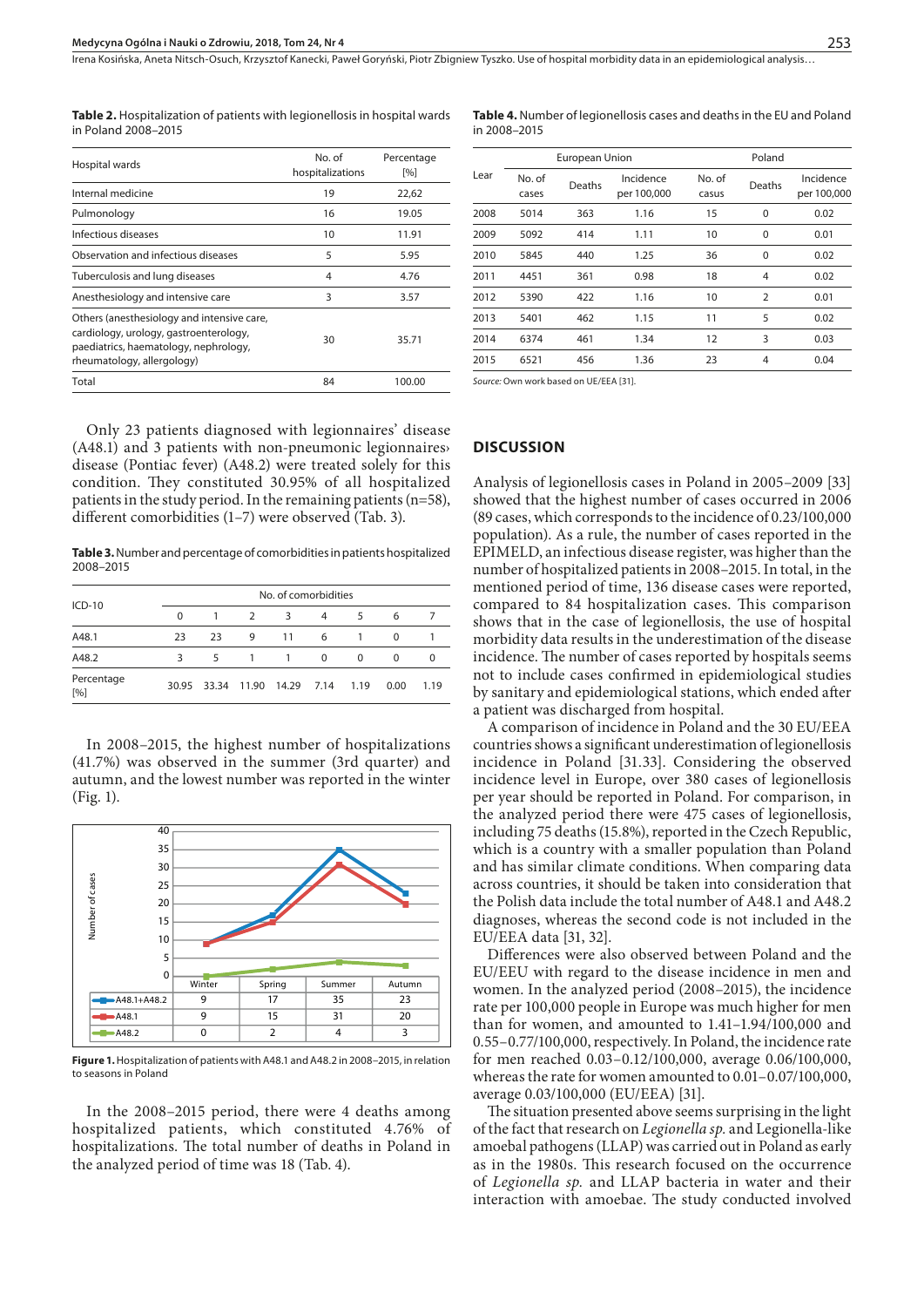**Table 2.** Hospitalization of patients with legionellosis in hospital wards in Poland 2008–2015

| Hospital wards | No. of hospitalizations | Percentage [%] |
|---|---|---|
| Internal medicine | 19 | 22,62 |
| Pulmonology | 16 | 19.05 |
| Infectious diseases | 10 | 11.91 |
| Observation and infectious diseases | 5 | 5.95 |
| Tuberculosis and lung diseases | 4 | 4.76 |
| Anesthesiology and intensive care | 3 | 3.57 |
| Others (anesthesiology and intensive care, cardiology, urology, gastroenterology, paediatrics, haematology, nephrology, rheumatology, allergology) | 30 | 35.71 |
| Total | 84 | 100.00 |

Only 23 patients diagnosed with legionnaires' disease (A48.1) and 3 patients with non-pneumonic legionnaires› disease (Pontiac fever) (A48.2) were treated solely for this condition. They constituted 30.95% of all hospitalized patients in the study period. In the remaining patients (n=58), different comorbidities (1–7) were observed (Tab. 3).

**Table 3.** Number and percentage of comorbidities in patients hospitalized 2008–2015

| ICD-10 | No. of comorbidities | | | | | | | |
|---|---|---|---|---|---|---|---|---|
| | 0 | 1 | 2 | 3 | 4 | 5 | 6 | 7 |
| A48.1 | 23 | 23 | 9 | 11 | 6 | 1 | 0 | 1 |
| A48.2 | 3 | 5 | 1 | 1 | 0 | 0 | 0 | 0 |
| Percentage [%] | 30.95 | 33.34 | 11.90 | 14.29 | 7.14 | 1.19 | 0.00 | 1.19 |

In 2008–2015, the highest number of hospitalizations (41.7%) was observed in the summer (3rd quarter) and autumn, and the lowest number was reported in the winter (Fig. 1).

| | Winter | Spring | Summer | Autumn |
|---|---|---|---|---|
| A48.1+A48.2 | 9 | 17 | 35 | 23 |
| A48.1 | 9 | 15 | 31 | 20 |
| A48.2 | 0 | 2 | 4 | 3 |

**Figure 1.** Hospitalization of patients with A48.1 and A48.2 in 2008–2015, in relation to seasons in Poland

In the 2008–2015 period, there were 4 deaths among hospitalized patients, which constituted 4.76% of hospitalizations. The total number of deaths in Poland in the analyzed period of time was 18 (Tab. 4).

**Table 4.** Number of legionellosis cases and deaths in the EU and Poland in 2008–2015

| Lear | European Union | | | Poland | | |
|---|---|---|---|---|---|---|
| | No. of cases | Deaths | Incidence per 100,000 | No. of casus | Deaths | Incidence per 100,000 |
| 2008 | 5014 | 363 | 1.16 | 15 | 0 | 0.02 |
| 2009 | 5092 | 414 | 1.11 | 10 | 0 | 0.01 |
| 2010 | 5845 | 440 | 1.25 | 36 | 0 | 0.02 |
| 2011 | 4451 | 361 | 0.98 | 18 | 4 | 0.02 |
| 2012 | 5390 | 422 | 1.16 | 10 | 2 | 0.01 |
| 2013 | 5401 | 462 | 1.15 | 11 | 5 | 0.02 |
| 2014 | 6374 | 461 | 1.34 | 12 | 3 | 0.03 |
| 2015 | 6521 | 456 | 1.36 | 23 | 4 | 0.04 |

*Source:* Own work based on UE/EEA [31].

## DISCUSSION

Analysis of legionellosis cases in Poland in 2005–2009 [33] showed that the highest number of cases occurred in 2006 (89 cases, which corresponds to the incidence of 0.23/100,000 population). As a rule, the number of cases reported in the EPIMELD, an infectious disease register, was higher than the number of hospitalized patients in 2008–2015. In total, in the mentioned period of time, 136 disease cases were reported, compared to 84 hospitalization cases. This comparison shows that in the case of legionellosis, the use of hospital morbidity data results in the underestimation of the disease incidence. The number of cases reported by hospitals seems not to include cases confirmed in epidemiological studies by sanitary and epidemiological stations, which ended after a patient was discharged from hospital.

A comparison of incidence in Poland and the 30 EU/EEA countries shows a significant underestimation of legionellosis incidence in Poland [31.33]. Considering the observed incidence level in Europe, over 380 cases of legionellosis per year should be reported in Poland. For comparison, in the analyzed period there were 475 cases of legionellosis, including 75 deaths (15.8%), reported in the Czech Republic, which is a country with a smaller population than Poland and has similar climate conditions. When comparing data across countries, it should be taken into consideration that the Polish data include the total number of A48.1 and A48.2 diagnoses, whereas the second code is not included in the EU/EEA data [31, 32].

Differences were also observed between Poland and the EU/EEU with regard to the disease incidence in men and women. In the analyzed period (2008–2015), the incidence rate per 100,000 people in Europe was much higher for men than for women, and amounted to 1.41–1.94/100,000 and 0.55–0.77/100,000, respectively. In Poland, the incidence rate for men reached 0.03–0.12/100,000, average 0.06/100,000, whereas the rate for women amounted to 0.01–0.07/100,000, average 0.03/100,000 (EU/EEA) [31].

The situation presented above seems surprising in the light of the fact that research on *Legionella sp.* and Legionella-like amoebal pathogens (LLAP) was carried out in Poland as early as in the 1980s. This research focused on the occurrence of *Legionella sp.* and LLAP bacteria in water and their interaction with amoebae. The study conducted involved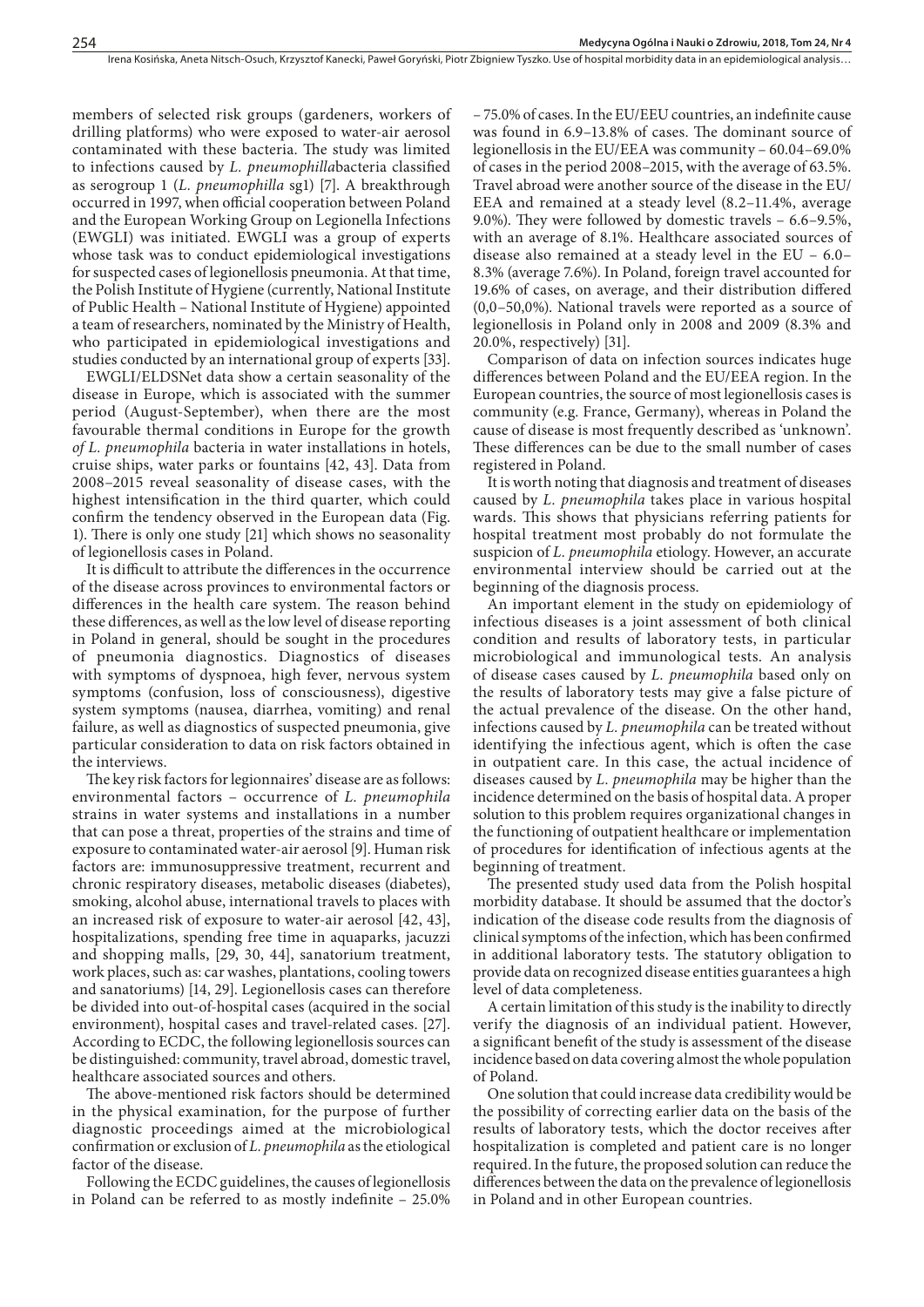members of selected risk groups (gardeners, workers of drilling platforms) who were exposed to water-air aerosol contaminated with these bacteria. The study was limited to infections caused by *L. pneumophilla*bacteria classified as serogroup 1 (*L. pneumophilla* sg1) [7]. A breakthrough occurred in 1997, when official cooperation between Poland and the European Working Group on Legionella Infections (EWGLI) was initiated. EWGLI was a group of experts whose task was to conduct epidemiological investigations for suspected cases of legionellosis pneumonia. At that time, the Polish Institute of Hygiene (currently, National Institute of Public Health – National Institute of Hygiene) appointed a team of researchers, nominated by the Ministry of Health, who participated in epidemiological investigations and studies conducted by an international group of experts [33].

EWGLI/ELDSNet data show a certain seasonality of the disease in Europe, which is associated with the summer period (August-September), when there are the most favourable thermal conditions in Europe for the growth *of L. pneumophila* bacteria in water installations in hotels, cruise ships, water parks or fountains [42, 43]. Data from 2008–2015 reveal seasonality of disease cases, with the highest intensification in the third quarter, which could confirm the tendency observed in the European data (Fig. 1). There is only one study [21] which shows no seasonality of legionellosis cases in Poland.

It is difficult to attribute the differences in the occurrence of the disease across provinces to environmental factors or differences in the health care system. The reason behind these differences, as well as the low level of disease reporting in Poland in general, should be sought in the procedures of pneumonia diagnostics. Diagnostics of diseases with symptoms of dyspnoea, high fever, nervous system symptoms (confusion, loss of consciousness), digestive system symptoms (nausea, diarrhea, vomiting) and renal failure, as well as diagnostics of suspected pneumonia, give particular consideration to data on risk factors obtained in the interviews.

The key risk factors for legionnaires' disease are as follows: environmental factors – occurrence of *L. pneumophila* strains in water systems and installations in a number that can pose a threat, properties of the strains and time of exposure to contaminated water-air aerosol [9]. Human risk factors are: immunosuppressive treatment, recurrent and chronic respiratory diseases, metabolic diseases (diabetes), smoking, alcohol abuse, international travels to places with an increased risk of exposure to water-air aerosol [42, 43], hospitalizations, spending free time in aquaparks, jacuzzi and shopping malls, [29, 30, 44], sanatorium treatment, work places, such as: car washes, plantations, cooling towers and sanatoriums) [14, 29]. Legionellosis cases can therefore be divided into out-of-hospital cases (acquired in the social environment), hospital cases and travel-related cases. [27]. According to ECDC, the following legionellosis sources can be distinguished: community, travel abroad, domestic travel, healthcare associated sources and others.

The above-mentioned risk factors should be determined in the physical examination, for the purpose of further diagnostic proceedings aimed at the microbiological confirmation or exclusion of *L. pneumophila* as the etiological factor of the disease.

Following the ECDC guidelines, the causes of legionellosis in Poland can be referred to as mostly indefinite – 25.0% – 75.0% of cases. In the EU/EEU countries, an indefinite cause was found in 6.9–13.8% of cases. The dominant source of legionellosis in the EU/EEA was community – 60.04–69.0% of cases in the period 2008–2015, with the average of 63.5%. Travel abroad were another source of the disease in the EU/EEA and remained at a steady level (8.2–11.4%, average 9.0%). They were followed by domestic travels – 6.6–9.5%, with an average of 8.1%. Healthcare associated sources of disease also remained at a steady level in the EU – 6.0–8.3% (average 7.6%). In Poland, foreign travel accounted for 19.6% of cases, on average, and their distribution differed (0,0–50,0%). National travels were reported as a source of legionellosis in Poland only in 2008 and 2009 (8.3% and 20.0%, respectively) [31].

Comparison of data on infection sources indicates huge differences between Poland and the EU/EEA region. In the European countries, the source of most legionellosis cases is community (e.g. France, Germany), whereas in Poland the cause of disease is most frequently described as 'unknown'. These differences can be due to the small number of cases registered in Poland.

It is worth noting that diagnosis and treatment of diseases caused by *L. pneumophila* takes place in various hospital wards. This shows that physicians referring patients for hospital treatment most probably do not formulate the suspicion of *L. pneumophila* etiology. However, an accurate environmental interview should be carried out at the beginning of the diagnosis process.

An important element in the study on epidemiology of infectious diseases is a joint assessment of both clinical condition and results of laboratory tests, in particular microbiological and immunological tests. An analysis of disease cases caused by *L. pneumophila* based only on the results of laboratory tests may give a false picture of the actual prevalence of the disease. On the other hand, infections caused by *L. pneumophila* can be treated without identifying the infectious agent, which is often the case in outpatient care. In this case, the actual incidence of diseases caused by *L. pneumophila* may be higher than the incidence determined on the basis of hospital data. A proper solution to this problem requires organizational changes in the functioning of outpatient healthcare or implementation of procedures for identification of infectious agents at the beginning of treatment.

The presented study used data from the Polish hospital morbidity database. It should be assumed that the doctor's indication of the disease code results from the diagnosis of clinical symptoms of the infection, which has been confirmed in additional laboratory tests. The statutory obligation to provide data on recognized disease entities guarantees a high level of data completeness.

A certain limitation of this study is the inability to directly verify the diagnosis of an individual patient. However, a significant benefit of the study is assessment of the disease incidence based on data covering almost the whole population of Poland.

One solution that could increase data credibility would be the possibility of correcting earlier data on the basis of the results of laboratory tests, which the doctor receives after hospitalization is completed and patient care is no longer required. In the future, the proposed solution can reduce the differences between the data on the prevalence of legionellosis in Poland and in other European countries.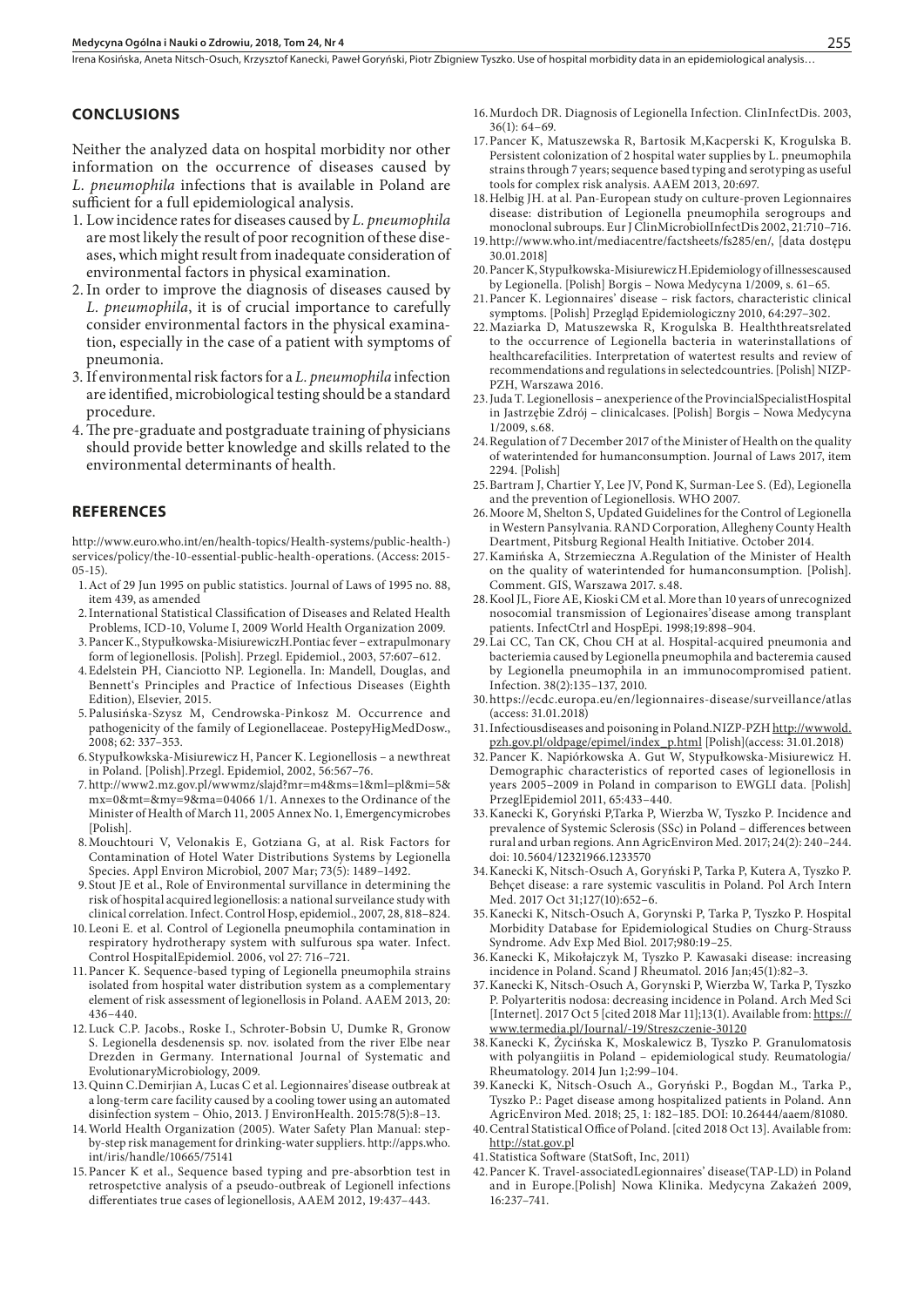## CONCLUSIONS

Neither the analyzed data on hospital morbidity nor other information on the occurrence of diseases caused by *L. pneumophila* infections that is available in Poland are sufficient for a full epidemiological analysis.

1. Low incidence rates for diseases caused by *L. pneumophila* are most likely the result of poor recognition of these diseases, which might result from inadequate consideration of environmental factors in physical examination.
2. In order to improve the diagnosis of diseases caused by *L. pneumophila*, it is of crucial importance to carefully consider environmental factors in the physical examination, especially in the case of a patient with symptoms of pneumonia.
3. If environmental risk factors for a *L. pneumophila* infection are identified, microbiological testing should be a standard procedure.
4. The pre-graduate and postgraduate training of physicians should provide better knowledge and skills related to the environmental determinants of health.

## REFERENCES

http://www.euro.who.int/en/health-topics/Health-systems/public-health-)services/policy/the-10-essential-public-health-operations. (Access: 2015-05-15).

1. Act of 29 Jun 1995 on public statistics. Journal of Laws of 1995 no. 88, item 439, as amended
2. International Statistical Classification of Diseases and Related Health Problems, ICD-10, Volume I, 2009 World Health Organization 2009.
3. Pancer K., Stypułkowska-MisiurewiczH.Pontiac fever – extrapulmonary form of legionellosis. [Polish]. Przegl. Epidemiol., 2003, 57:607–612.
4. Edelstein PH, Cianciotto NP. Legionella. In: Mandell, Douglas, and Bennett's Principles and Practice of Infectious Diseases (Eighth Edition), Elsevier, 2015.
5. Palusińska-Szysz M, Cendrowska-Pinkosz M. Occurrence and pathogenicity of the family of Legionellaceae. PostepyHigMedDosw., 2008; 62: 337–353.
6. Stypułkowska-Misiurewicz H, Pancer K. Legionellosis – a newthreat in Poland. [Polish].Przegl. Epidemiol, 2002, 56:567–76.
7. http://www2.mz.gov.pl/wwwmz/slajd?mr=m4&ms=1&ml=pl&mi=5&mx=0&mt=&my=9&ma=04066 1/1. Annexes to the Ordinance of the Minister of Health of March 11, 2005 Annex No. 1, Emergencymicrobes [Polish].
8. Mouchtouri V, Velonakis E, Gotziana G, at al. Risk Factors for Contamination of Hotel Water Distributions Systems by Legionella Species. Appl Environ Microbiol, 2007 Mar; 73(5): 1489–1492.
9. Stout JE et al., Role of Environmental survillance in determining the risk of hospital acquired legionellosis: a national surveilance study with clinical correlation. Infect. Control Hosp, epidemiol., 2007, 28, 818–824.
10. Leoni E. et al. Control of Legionella pneumophila contamination in respiratory hydrotherapy system with sulfurous spa water. Infect. Control HospitalEpidemiol. 2006, vol 27: 716–721.
11. Pancer K. Sequence-based typing of Legionella pneumophila strains isolated from hospital water distribution system as a complementary element of risk assessment of legionellosis in Poland. AAEM 2013, 20: 436–440.
12. Luck C.P. Jacobs., Roske I., Schroter-Bobsin U, Dumke R, Gronow S. Legionella desdenensis sp. nov. isolated from the river Elbe near Drezden in Germany. International Journal of Systematic and EvolutionaryMicrobiology, 2009.
13. Quinn C.Demirjian A, Lucas C et al. Legionnaires'disease outbreak at a long-term care facility caused by a cooling tower using an automated disinfection system – Ohio, 2013. J EnvironHealth. 2015:78(5):8–13.
14. World Health Organization (2005). Water Safety Plan Manual: step-by-step risk management for drinking-water suppliers. http://apps.who.int/iris/handle/10665/75141
15. Pancer K et al., Sequence based typing and pre-absorbtion test in retrospetctive analysis of a pseudo-outbreak of Legionell infections differentiates true cases of legionellosis, AAEM 2012, 19:437–443.
16. Murdoch DR. Diagnosis of Legionella Infection. ClinInfectDis. 2003, 36(1): 64–69.
17. Pancer K, Matuszewska R, Bartosik M,Kacperski K, Krogulska B. Persistent colonization of 2 hospital water supplies by L. pneumophila strains through 7 years; sequence based typing and serotyping as useful tools for complex risk analysis. AAEM 2013, 20:697.
18. Helbig JH. at al. Pan-European study on culture-proven Legionnaires disease: distribution of Legionella pneumophila serogroups and monoclonal subroups. Eur J ClinMicrobiolInfectDis 2002, 21:710–716.
19. http://www.who.int/mediacentre/factsheets/fs285/en/, [data dostępu 30.01.2018]
20. Pancer K, Stypułkowska-Misiurewicz H.Epidemiology of illnessescaused by Legionella. [Polish] Borgis – Nowa Medycyna 1/2009, s. 61–65.
21. Pancer K. Legionnaires' disease – risk factors, characteristic clinical symptoms. [Polish] Przegląd Epidemiologiczny 2010, 64:297–302.
22. Maziarka D, Matuszewska R, Krogulska B. Healththreatsrelated to the occurrence of Legionella bacteria in waterinstallations of healthcarefacilities. Interpretation of watertest results and review of recommendations and regulations in selectedcountries. [Polish] NIZP-PZH, Warszawa 2016.
23. Juda T. Legionellosis – anexperience of the ProvincialSpecialistHospital in Jastrzębie Zdrój – clinicalcases. [Polish] Borgis – Nowa Medycyna 1/2009, s.68.
24. Regulation of 7 December 2017 of the Minister of Health on the quality of waterintended for humanconsumption. Journal of Laws 2017, item 2294. [Polish]
25. Bartram J, Chartier Y, Lee JV, Pond K, Surman-Lee S. (Ed), Legionella and the prevention of Legionellosis. WHO 2007.
26. Moore M, Shelton S, Updated Guidelines for the Control of Legionella in Western Pansylvania. RAND Corporation, Allegheny County Health Deartment, Pitsburg Regional Health Initiative. October 2014.
27. Kamińska A, Strzemieczna A.Regulation of the Minister of Health on the quality of waterintended for humanconsumption. [Polish]. Comment. GIS, Warszawa 2017. s.48.
28. Kool JL, Fiore AE, Kioski CM et al. More than 10 years of unrecognized nosocomial transmission of Legionnaires'disease among transplant patients. InfectCtrl and HospEpi. 1998;19:898–904.
29. Lai CC, Tan CK, Chou CH at al. Hospital-acquired pneumonia and bacteriemia caused by Legionella pneumophila and bacteremia caused by Legionella pneumophila in an immunocompromised patient. Infection. 38(2):135–137, 2010.
30. https://ecdc.europa.eu/en/legionnaires-disease/surveillance/atlas (access: 31.01.2018)
31. Infectiousdiseases and poisoning in Poland.NIZP-PZH http://wwwold.pzh.gov.pl/oldpage/epimel/index_p.html [Polish](access: 31.01.2018)
32. Pancer K. Napiórkowska A. Gut W, Stypułkowska-Misiurewicz H. Demographic characteristics of reported cases of legionellosis in years 2005–2009 in Poland in comparison to EWGLI data. [Polish] PrzeglEpidemiol 2011, 65:433–440.
33. Kanecki K, Goryński P,Tarka P, Wierzba W, Tyszko P. Incidence and prevalence of Systemic Sclerosis (SSc) in Poland – differences between rural and urban regions. Ann AgricEnviron Med. 2017; 24(2): 240–244. doi: 10.5604/12321966.1233570
34. Kanecki K, Nitsch-Osuch A, Goryński P, Tarka P, Kutera A, Tyszko P. Behçet disease: a rare systemic vasculitis in Poland. Pol Arch Intern Med. 2017 Oct 31;127(10):652–6.
35. Kanecki K, Nitsch-Osuch A, Gorynski P, Tarka P, Tyszko P. Hospital Morbidity Database for Epidemiological Studies on Churg-Strauss Syndrome. Adv Exp Med Biol. 2017;980:19–25.
36. Kanecki K, Mikołajczyk M, Tyszko P. Kawasaki disease: increasing incidence in Poland. Scand J Rheumatol. 2016 Jan;45(1):82–3.
37. Kanecki K, Nitsch-Osuch A, Gorynski P, Wierzba W, Tarka P, Tyszko P. Polyarteritis nodosa: decreasing incidence in Poland. Arch Med Sci [Internet]. 2017 Oct 5 [cited 2018 Mar 11];13(1). Available from: https://www.termedia.pl/Journal/-19/Streszczenie-30120
38. Kanecki K, Życińska K, Moskalewicz B, Tyszko P. Granulomatosis with polyangiitis in Poland – epidemiological study. Reumatologia/Rheumatology. 2014 Jun 1;2:99–104.
39. Kanecki K, Nitsch-Osuch A., Goryński P., Bogdan M., Tarka P., Tyszko P.: Paget disease among hospitalized patients in Poland. Ann AgricEnviron Med. 2018; 25, 1: 182–185. DOI: 10.26444/aaem/81080.
40. Central Statistical Office of Poland. [cited 2018 Oct 13]. Available from: http://stat.gov.pl
41. Statistica Software (StatSoft, Inc, 2011)
42. Pancer K. Travel-associatedLegionnaires' disease(TAP-LD) in Poland and in Europe.[Polish] Nowa Klinika. Medycyna Zakażeń 2009, 16:237–741.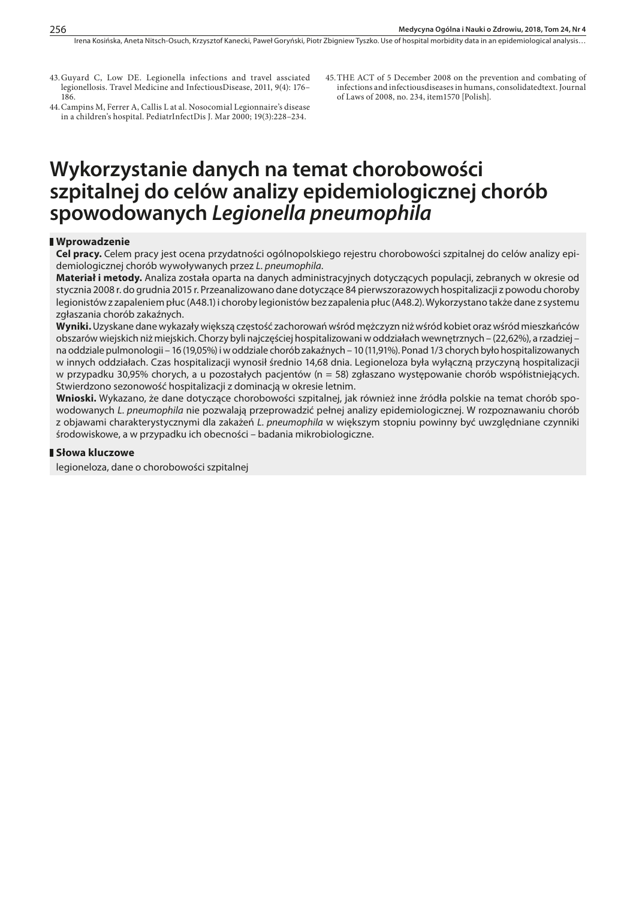43. Guyard C, Low DE. Legionella infections and travel assciated legionellosis. Travel Medicine and InfectiousDisease, 2011, 9(4): 176–186.
44. Campins M, Ferrer A, Callis L at al. Nosocomial Legionnaire's disease in a children's hospital. PediatrInfectDis J. Mar 2000; 19(3):228–234.
45. THE ACT of 5 December 2008 on the prevention and combating of infections and infectiousdiseases in humans, consolidatedtext. Journal of Laws of 2008, no. 234, item1570 [Polish].

# Wykorzystanie danych na temat chorobowości szpitalnej do celów analizy epidemiologicznej chorób spowodowanych *Legionella pneumophila*

## Wprowadzenie

**Cel pracy.** Celem pracy jest ocena przydatności ogólnopolskiego rejestru chorobowości szpitalnej do celów analizy epidemiologicznej chorób wywoływanych przez *L. pneumophila*.

**Materiał i metody.** Analiza została oparta na danych administracyjnych dotyczących populacji, zebranych w okresie od stycznia 2008 r. do grudnia 2015 r. Przeanalizowano dane dotyczące 84 pierwszorazowych hospitalizacji z powodu choroby legionistów z zapaleniem płuc (A48.1) i choroby legionistów bez zapalenia płuc (A48.2). Wykorzystano także dane z systemu zgłaszania chorób zakaźnych.

**Wyniki.** Uzyskane dane wykazały większą częstość zachorowań wśród mężczyzn niż wśród kobiet oraz wśród mieszkańców obszarów wiejskich niż miejskich. Chorzy byli najczęściej hospitalizowani w oddziałach wewnętrznych – (22,62%), a rzadziej – na oddziale pulmonologii – 16 (19,05%) i w oddziale chorób zakaźnych – 10 (11,91%). Ponad 1/3 chorych było hospitalizowanych w innych oddziałach. Czas hospitalizacji wynosił średnio 14,68 dnia. Legioneloza była wyłączną przyczyną hospitalizacji w przypadku 30,95% chorych, a u pozostałych pacjentów (n = 58) zgłaszano występowanie chorób współistniejących. Stwierdzono sezonowość hospitalizacji z dominacją w okresie letnim.

**Wnioski.** Wykazano, że dane dotyczące chorobowości szpitalnej, jak również inne źródła polskie na temat chorób spowodowanych *L. pneumophila* nie pozwalają przeprowadzić pełnej analizy epidemiologicznej. W rozpoznawaniu chorób z objawami charakterystycznymi dla zakażeń *L. pneumophila* w większym stopniu powinny być uwzględniane czynniki środowiskowe, a w przypadku ich obecności – badania mikrobiologiczne.

## Słowa kluczowe

legioneloza, dane o chorobowości szpitalnej